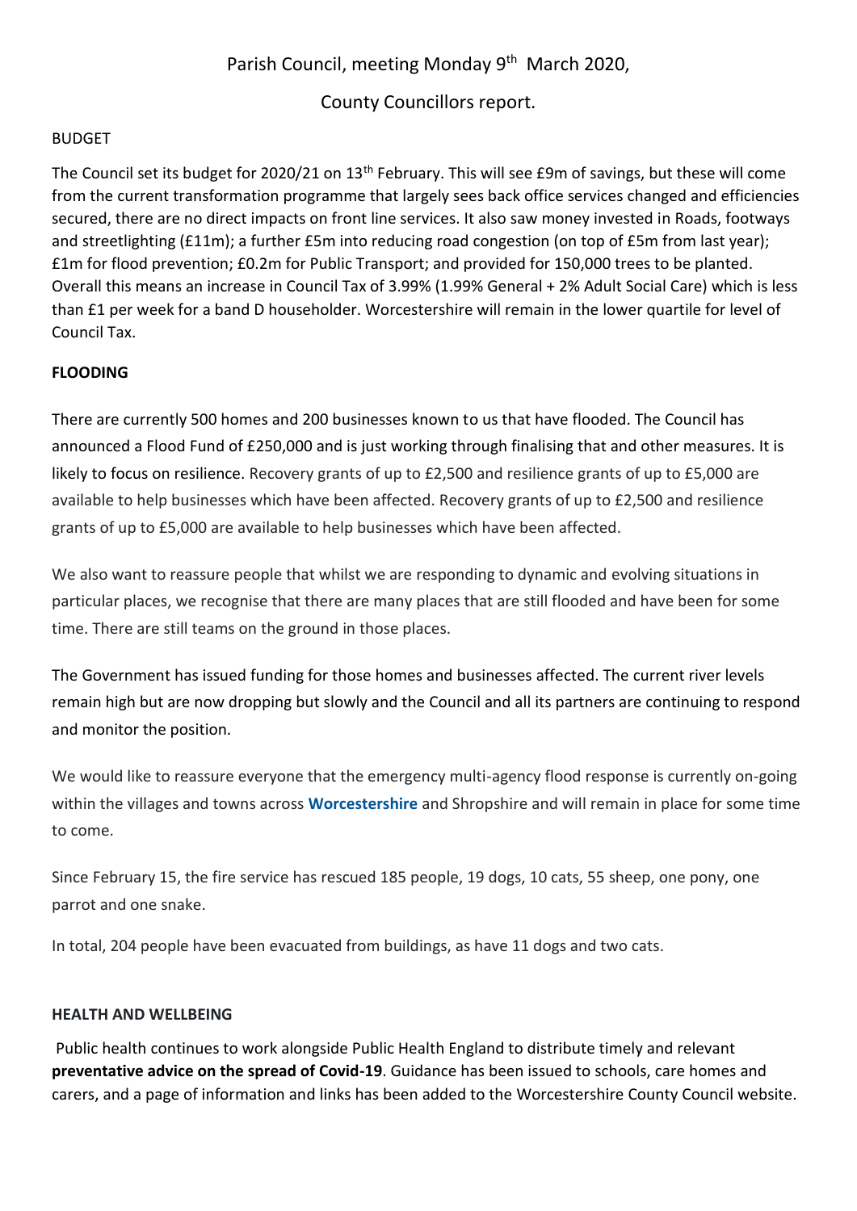Parish Council, meeting Monday 9th March 2020,

County Councillors report.

BUDGET

The Council set its budget for 2020/21 on 13th February. This will see £9m of savings, but these will come from the current transformation programme that largely sees back office services changed and efficiencies secured, there are no direct impacts on front line services. It also saw money invested in Roads, footways and streetlighting (£11m); a further £5m into reducing road congestion (on top of £5m from last year); £1m for flood prevention; £0.2m for Public Transport; and provided for 150,000 trees to be planted. Overall this means an increase in Council Tax of 3.99% (1.99% General + 2% Adult Social Care) which is less than £1 per week for a band D householder. Worcestershire will remain in the lower quartile for level of Council Tax.

**FLOODING**

There are currently 500 homes and 200 businesses known to us that have flooded. The Council has announced a Flood Fund of £250,000 and is just working through finalising that and other measures. It is likely to focus on resilience. Recovery grants of up to £2,500 and resilience grants of up to £5,000 are available to help businesses which have been affected. Recovery grants of up to £2,500 and resilience grants of up to £5,000 are available to help businesses which have been affected.

We also want to reassure people that whilst we are responding to dynamic and evolving situations in particular places, we recognise that there are many places that are still flooded and have been for some time. There are still teams on the ground in those places.

The Government has issued funding for those homes and businesses affected. The current river levels remain high but are now dropping but slowly and the Council and all its partners are continuing to respond and monitor the position.

We would like to reassure everyone that the emergency multi-agency flood response is currently on-going within the villages and towns across **Worcestershire** and Shropshire and will remain in place for some time to come.

Since February 15, the fire service has rescued 185 people, 19 dogs, 10 cats, 55 sheep, one pony, one parrot and one snake.

In total, 204 people have been evacuated from buildings, as have 11 dogs and two cats.

**HEALTH AND WELLBEING**

Public health continues to work alongside Public Health England to distribute timely and relevant **preventative advice on the spread of Covid-19**. Guidance has been issued to schools, care homes and carers, and a page of information and links has been added to the Worcestershire County Council website.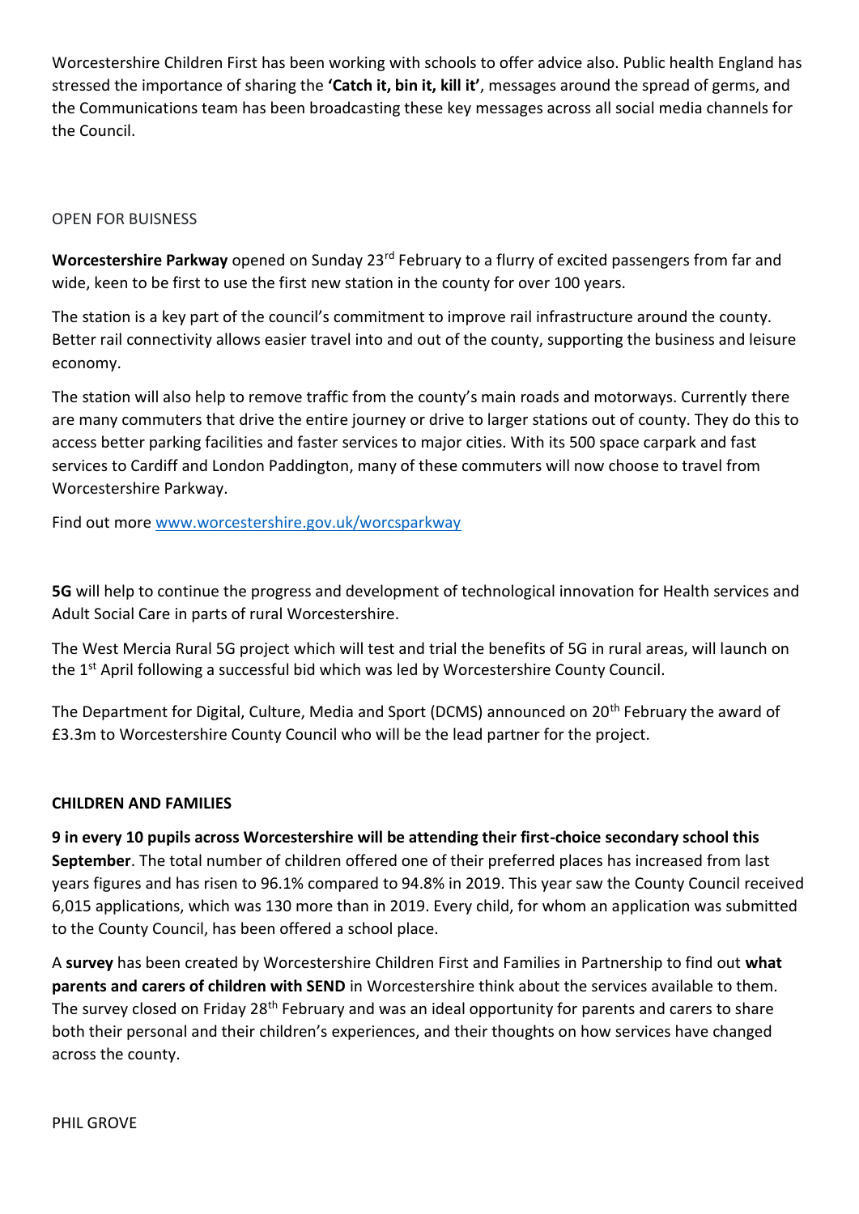Worcestershire Children First has been working with schools to offer advice also. Public health England has stressed the importance of sharing the **'Catch it, bin it, kill it'**, messages around the spread of germs, and the Communications team has been broadcasting these key messages across all social media channels for the Council.

OPEN FOR BUISNESS

**Worcestershire Parkway** opened on Sunday 23rd February to a flurry of excited passengers from far and wide, keen to be first to use the first new station in the county for over 100 years.

The station is a key part of the council's commitment to improve rail infrastructure around the county. Better rail connectivity allows easier travel into and out of the county, supporting the business and leisure economy.

The station will also help to remove traffic from the county's main roads and motorways. Currently there are many commuters that drive the entire journey or drive to larger stations out of county. They do this to access better parking facilities and faster services to major cities. With its 500 space carpark and fast services to Cardiff and London Paddington, many of these commuters will now choose to travel from Worcestershire Parkway.

Find out more www.worcestershire.gov.uk/worcsparkway

**5G** will help to continue the progress and development of technological innovation for Health services and Adult Social Care in parts of rural Worcestershire.

The West Mercia Rural 5G project which will test and trial the benefits of 5G in rural areas, will launch on the 1st April following a successful bid which was led by Worcestershire County Council.

The Department for Digital, Culture, Media and Sport (DCMS) announced on 20th February the award of £3.3m to Worcestershire County Council who will be the lead partner for the project.

**CHILDREN AND FAMILIES**

**9 in every 10 pupils across Worcestershire will be attending their first-choice secondary school this September**. The total number of children offered one of their preferred places has increased from last years figures and has risen to 96.1% compared to 94.8% in 2019. This year saw the County Council received 6,015 applications, which was 130 more than in 2019. Every child, for whom an application was submitted to the County Council, has been offered a school place.

A **survey** has been created by Worcestershire Children First and Families in Partnership to find out **what parents and carers of children with SEND** in Worcestershire think about the services available to them. The survey closed on Friday 28th February and was an ideal opportunity for parents and carers to share both their personal and their children's experiences, and their thoughts on how services have changed across the county.

PHIL GROVE